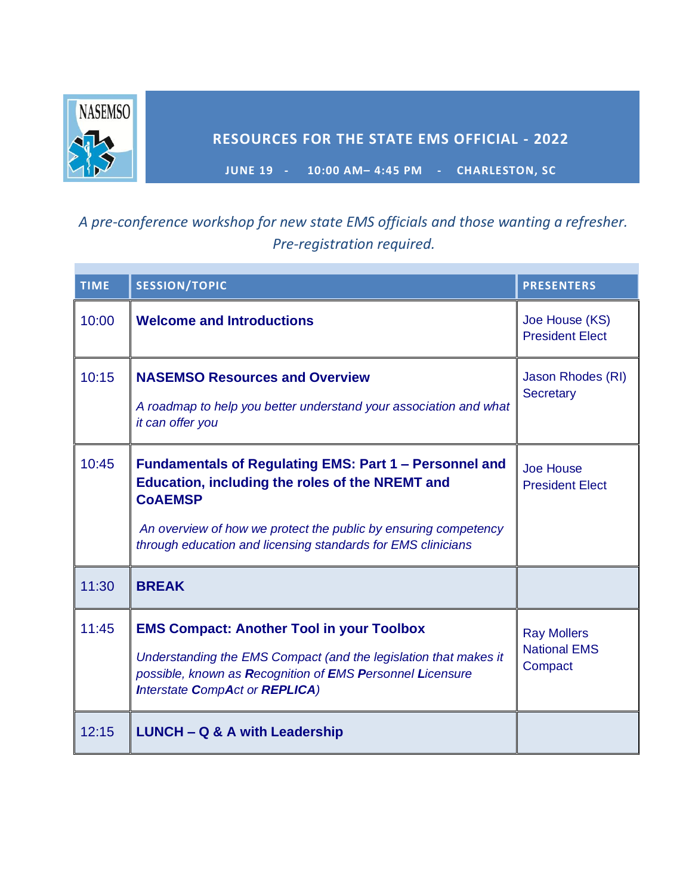NASEMSO

# RESOURCES FOR THE STATE EMS OFFICIAL - 2022

**JUNE 19 - 10:00 AM– 4:45 PM - CHARLESTON, SC**

*A pre-conference workshop for new state EMS officials and those wanting a refresher. Pre-registration required.*

| TIME | SESSION/TOPIC | PRESENTERS |
|---|---|---|
| 10:00 | **Welcome and Introductions** | Joe House (KS) President Elect |
| 10:15 | **NASEMSO Resources and Overview** <br> *A roadmap to help you better understand your association and what it can offer you* | Jason Rhodes (RI) Secretary |
| 10:45 | **Fundamentals of Regulating EMS: Part 1 – Personnel and Education, including the roles of the NREMT and CoAEMSP** <br> *An overview of how we protect the public by ensuring competency through education and licensing standards for EMS clinicians* | Joe House President Elect |
| 11:30 | **BREAK** | |
| 11:45 | **EMS Compact: Another Tool in your Toolbox** <br> *Understanding the EMS Compact (and the legislation that makes it possible, known as **R**ecognition of **E**MS **P**ersonnel **L**icensure **I**nterstate **C**omp**A**ct or **REPLICA**)* | Ray Mollers National EMS Compact |
| 12:15 | **LUNCH – Q & A with Leadership** | |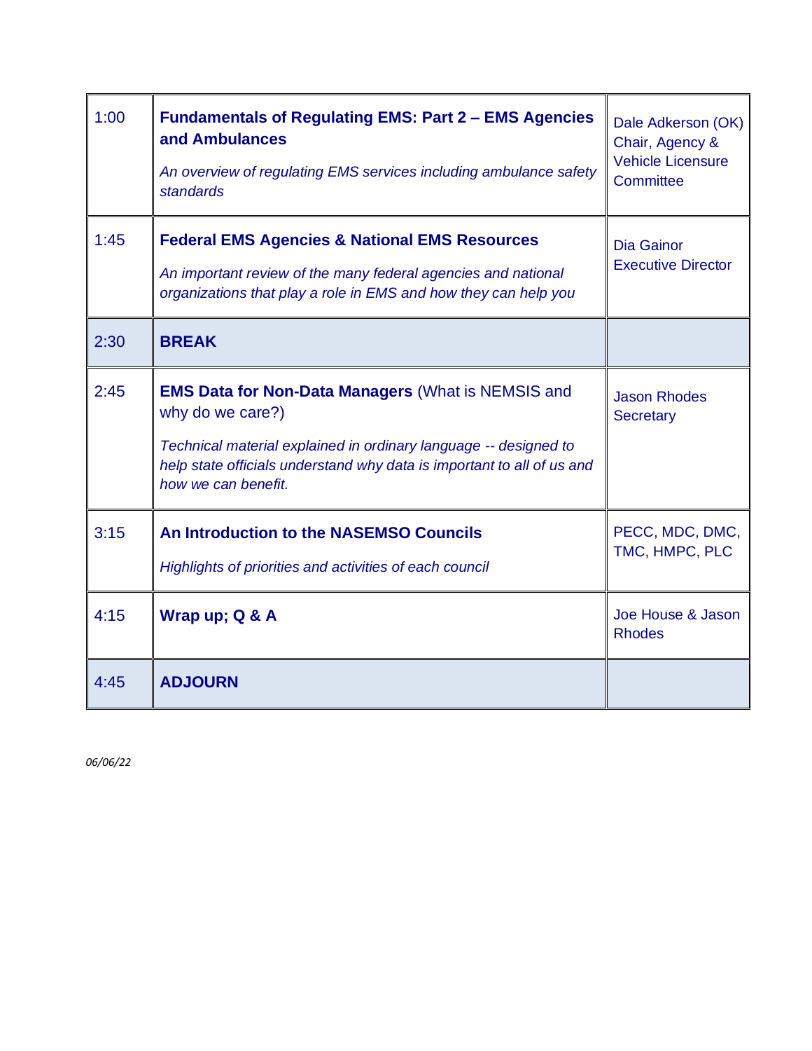| | | |
|---|---|---|
| 1:00 | **Fundamentals of Regulating EMS: Part 2 – EMS Agencies and Ambulances**<br>*An overview of regulating EMS services including ambulance safety standards* | Dale Adkerson (OK) Chair, Agency & Vehicle Licensure Committee |
| 1:45 | **Federal EMS Agencies & National EMS Resources**<br>*An important review of the many federal agencies and national organizations that play a role in EMS and how they can help you* | Dia Gainor Executive Director |
| 2:30 | **BREAK** | |
| 2:45 | **EMS Data for Non-Data Managers** (What is NEMSIS and why do we care?)<br>*Technical material explained in ordinary language -- designed to help state officials understand why data is important to all of us and how we can benefit.* | Jason Rhodes Secretary |
| 3:15 | **An Introduction to the NASEMSO Councils**<br>*Highlights of priorities and activities of each council* | PECC, MDC, DMC, TMC, HMPC, PLC |
| 4:15 | **Wrap up; Q & A** | Joe House & Jason Rhodes |
| 4:45 | **ADJOURN** | |

*06/06/22*